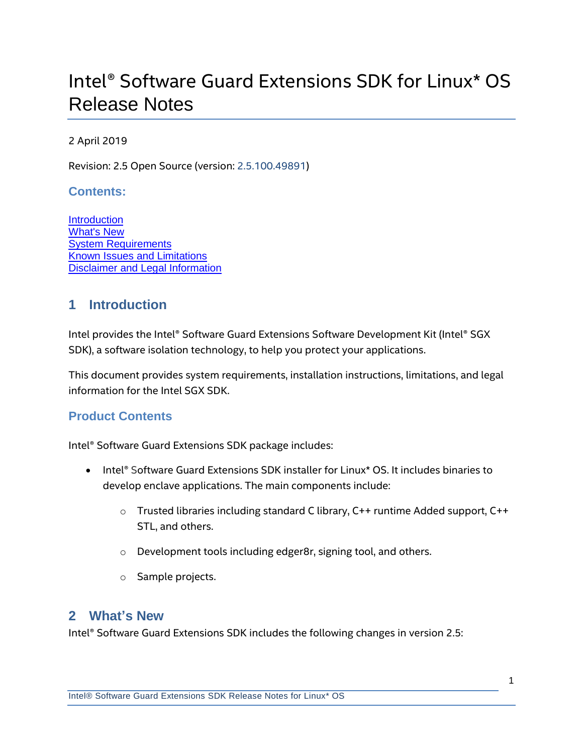# Intel® Software Guard Extensions SDK for Linux* OS Release Notes

2 April 2019

Revision: 2.5 Open Source (version: 2.5.100.49891)

### Contents:

[Introduction](#1-introduction)
[What's New](#2-whats-new)
[System Requirements]
[Known Issues and Limitations]
[Disclaimer and Legal Information]

## 1 Introduction

Intel provides the Intel® Software Guard Extensions Software Development Kit (Intel® SGX SDK), a software isolation technology, to help you protect your applications.

This document provides system requirements, installation instructions, limitations, and legal information for the Intel SGX SDK.

### Product Contents

Intel® Software Guard Extensions SDK package includes:

- Intel® Software Guard Extensions SDK installer for Linux* OS. It includes binaries to develop enclave applications. The main components include:
  - Trusted libraries including standard C library, C++ runtime Added support, C++ STL, and others.
  - Development tools including edger8r, signing tool, and others.
  - Sample projects.

## 2 What's New

Intel® Software Guard Extensions SDK includes the following changes in version 2.5: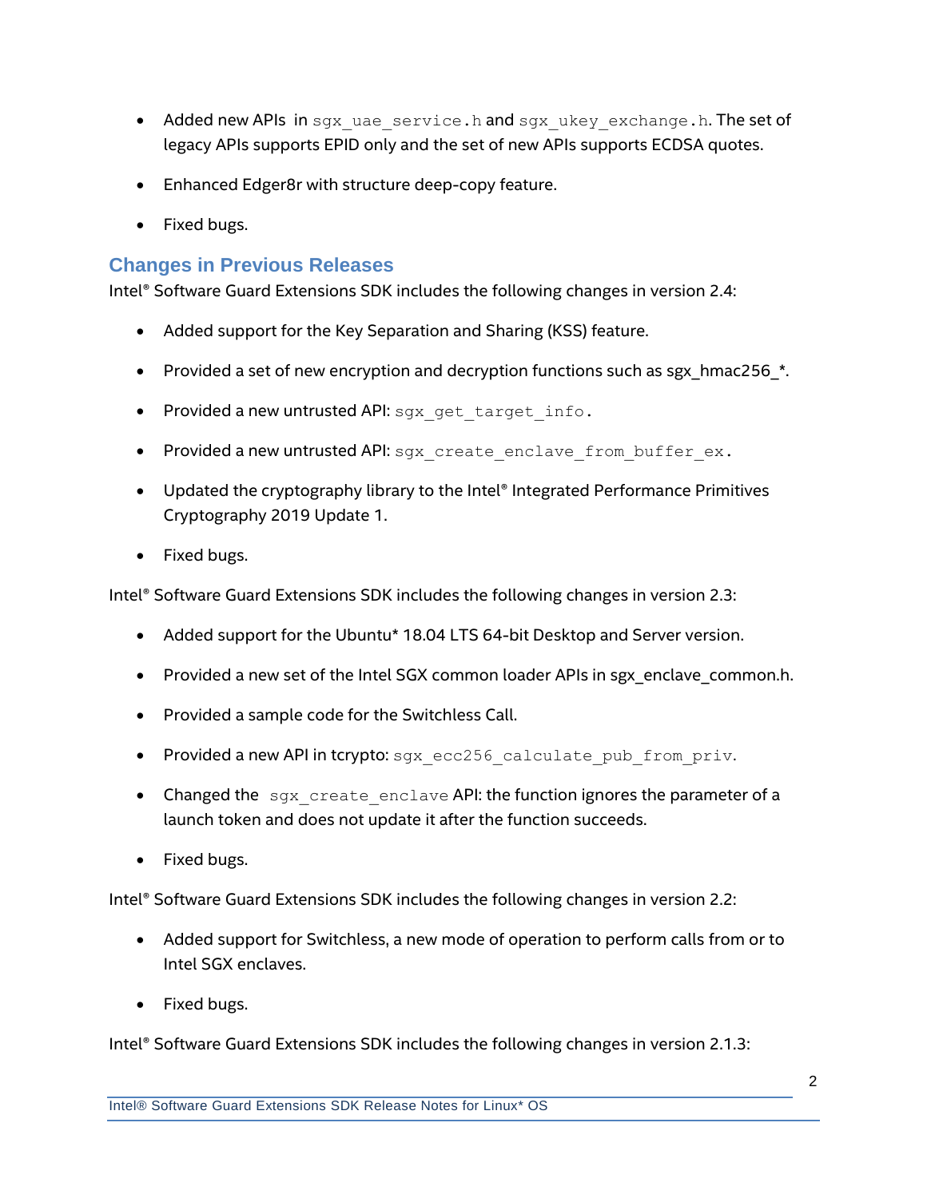- Added new APIs in `sgx_uae_service.h` and `sgx_ukey_exchange.h`. The set of legacy APIs supports EPID only and the set of new APIs supports ECDSA quotes.
- Enhanced Edger8r with structure deep-copy feature.
- Fixed bugs.

## Changes in Previous Releases

Intel® Software Guard Extensions SDK includes the following changes in version 2.4:

- Added support for the Key Separation and Sharing (KSS) feature.
- Provided a set of new encryption and decryption functions such as sgx_hmac256_*.
- Provided a new untrusted API: `sgx_get_target_info`.
- Provided a new untrusted API: `sgx_create_enclave_from_buffer_ex`.
- Updated the cryptography library to the Intel® Integrated Performance Primitives Cryptography 2019 Update 1.
- Fixed bugs.

Intel® Software Guard Extensions SDK includes the following changes in version 2.3:

- Added support for the Ubuntu* 18.04 LTS 64-bit Desktop and Server version.
- Provided a new set of the Intel SGX common loader APIs in sgx_enclave_common.h.
- Provided a sample code for the Switchless Call.
- Provided a new API in tcrypto: `sgx_ecc256_calculate_pub_from_priv`.
- Changed the `sgx_create_enclave` API: the function ignores the parameter of a launch token and does not update it after the function succeeds.
- Fixed bugs.

Intel® Software Guard Extensions SDK includes the following changes in version 2.2:

- Added support for Switchless, a new mode of operation to perform calls from or to Intel SGX enclaves.
- Fixed bugs.

Intel® Software Guard Extensions SDK includes the following changes in version 2.1.3: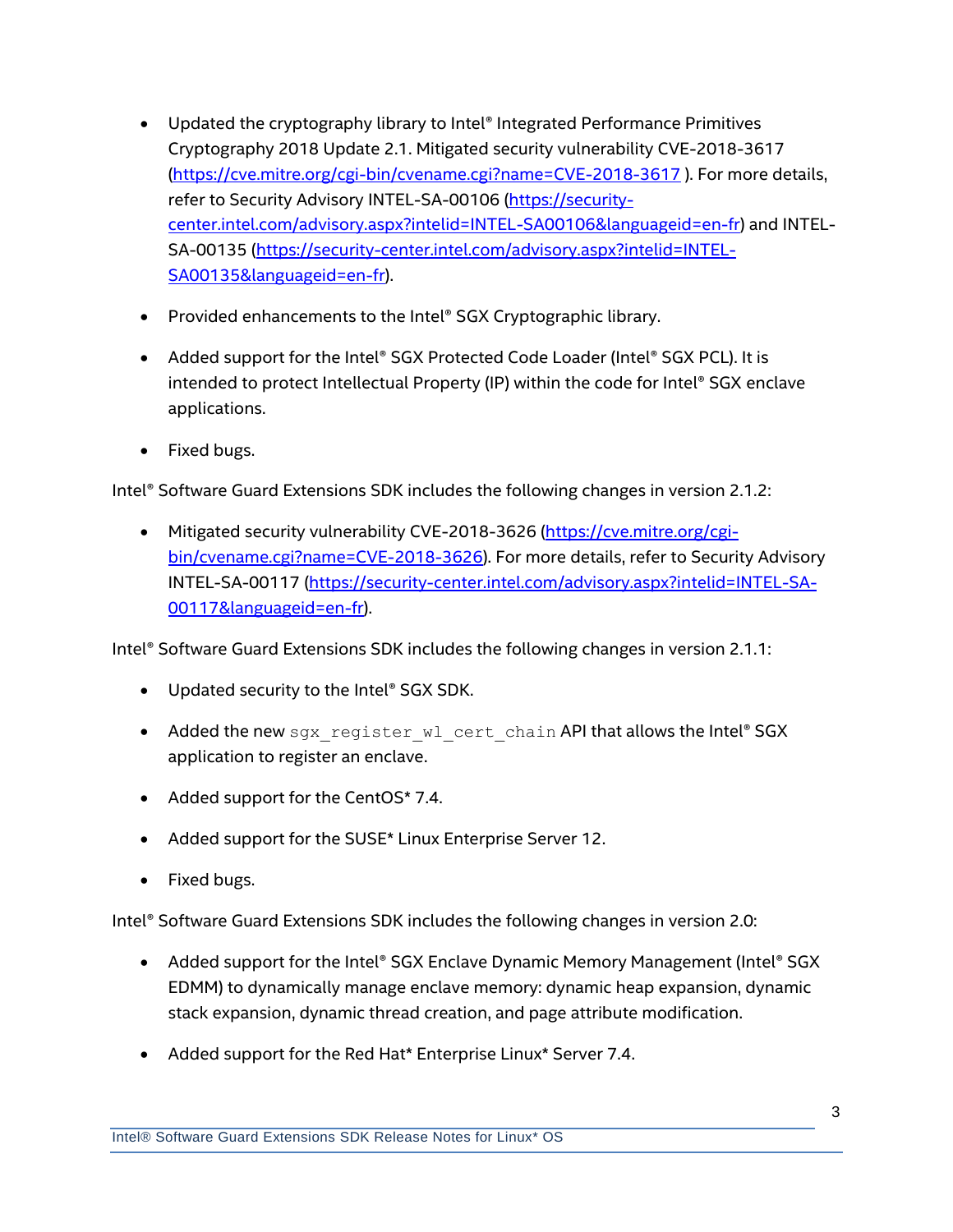- Updated the cryptography library to Intel® Integrated Performance Primitives Cryptography 2018 Update 2.1. Mitigated security vulnerability CVE-2018-3617 (https://cve.mitre.org/cgi-bin/cvename.cgi?name=CVE-2018-3617 ). For more details, refer to Security Advisory INTEL-SA-00106 (https://security-center.intel.com/advisory.aspx?intelid=INTEL-SA00106&languageid=en-fr) and INTEL-SA-00135 (https://security-center.intel.com/advisory.aspx?intelid=INTEL-SA00135&languageid=en-fr).

- Provided enhancements to the Intel® SGX Cryptographic library.

- Added support for the Intel® SGX Protected Code Loader (Intel® SGX PCL). It is intended to protect Intellectual Property (IP) within the code for Intel® SGX enclave applications.

- Fixed bugs.

Intel® Software Guard Extensions SDK includes the following changes in version 2.1.2:

- Mitigated security vulnerability CVE-2018-3626 (https://cve.mitre.org/cgi-bin/cvename.cgi?name=CVE-2018-3626). For more details, refer to Security Advisory INTEL-SA-00117 (https://security-center.intel.com/advisory.aspx?intelid=INTEL-SA-00117&languageid=en-fr).

Intel® Software Guard Extensions SDK includes the following changes in version 2.1.1:

- Updated security to the Intel® SGX SDK.

- Added the new `sgx_register_wl_cert_chain` API that allows the Intel® SGX application to register an enclave.

- Added support for the CentOS* 7.4.

- Added support for the SUSE* Linux Enterprise Server 12.

- Fixed bugs.

Intel® Software Guard Extensions SDK includes the following changes in version 2.0:

- Added support for the Intel® SGX Enclave Dynamic Memory Management (Intel® SGX EDMM) to dynamically manage enclave memory: dynamic heap expansion, dynamic stack expansion, dynamic thread creation, and page attribute modification.

- Added support for the Red Hat* Enterprise Linux* Server 7.4.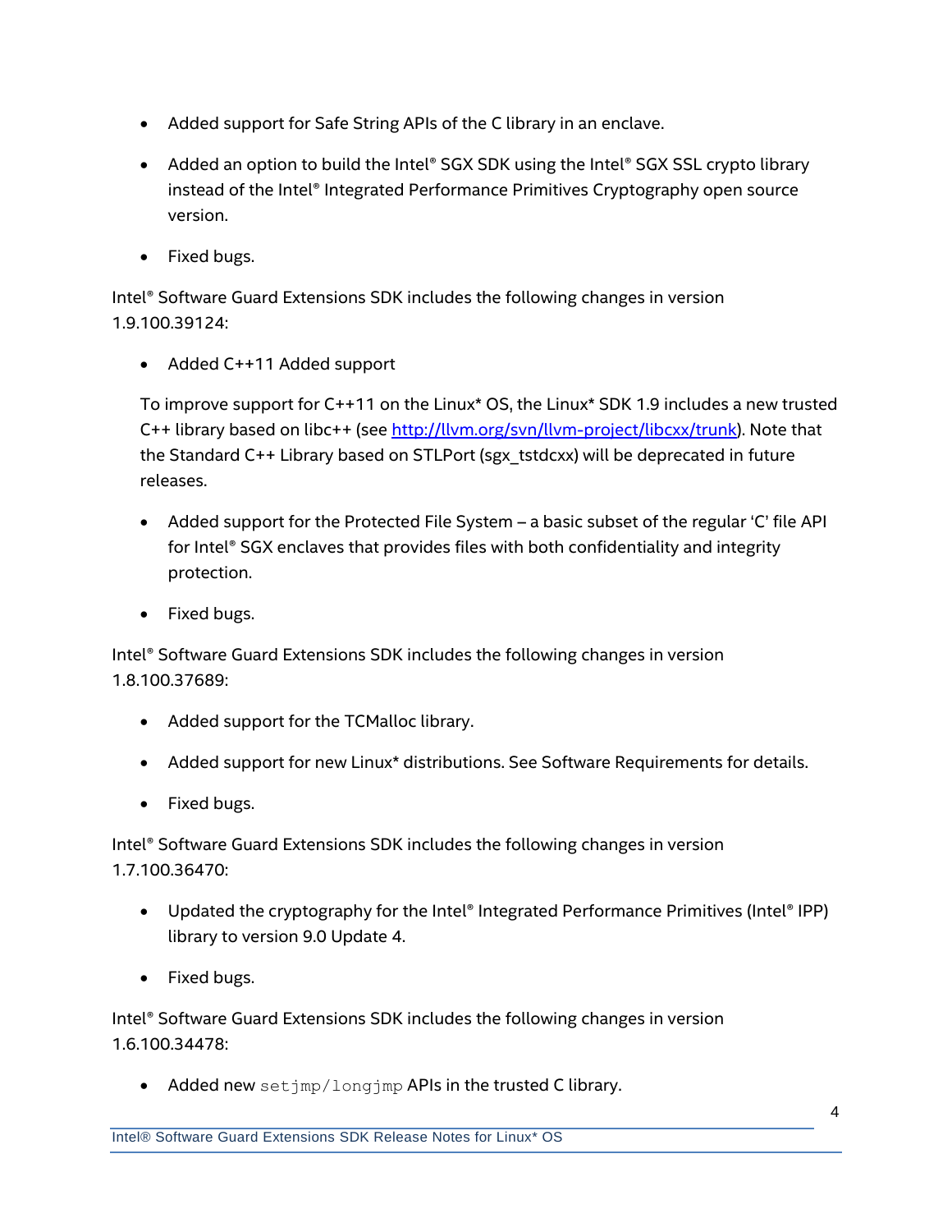- Added support for Safe String APIs of the C library in an enclave.
- Added an option to build the Intel® SGX SDK using the Intel® SGX SSL crypto library instead of the Intel® Integrated Performance Primitives Cryptography open source version.
- Fixed bugs.

Intel® Software Guard Extensions SDK includes the following changes in version 1.9.100.39124:

- Added C++11 Added support

  To improve support for C++11 on the Linux* OS, the Linux* SDK 1.9 includes a new trusted C++ library based on libc++ (see [http://llvm.org/svn/llvm-project/libcxx/trunk](http://llvm.org/svn/llvm-project/libcxx/trunk)). Note that the Standard C++ Library based on STLPort (sgx_tstdcxx) will be deprecated in future releases.

- Added support for the Protected File System – a basic subset of the regular 'C' file API for Intel® SGX enclaves that provides files with both confidentiality and integrity protection.
- Fixed bugs.

Intel® Software Guard Extensions SDK includes the following changes in version 1.8.100.37689:

- Added support for the TCMalloc library.
- Added support for new Linux* distributions. See Software Requirements for details.
- Fixed bugs.

Intel® Software Guard Extensions SDK includes the following changes in version 1.7.100.36470:

- Updated the cryptography for the Intel® Integrated Performance Primitives (Intel® IPP) library to version 9.0 Update 4.
- Fixed bugs.

Intel® Software Guard Extensions SDK includes the following changes in version 1.6.100.34478:

- Added new `setjmp/longjmp` APIs in the trusted C library.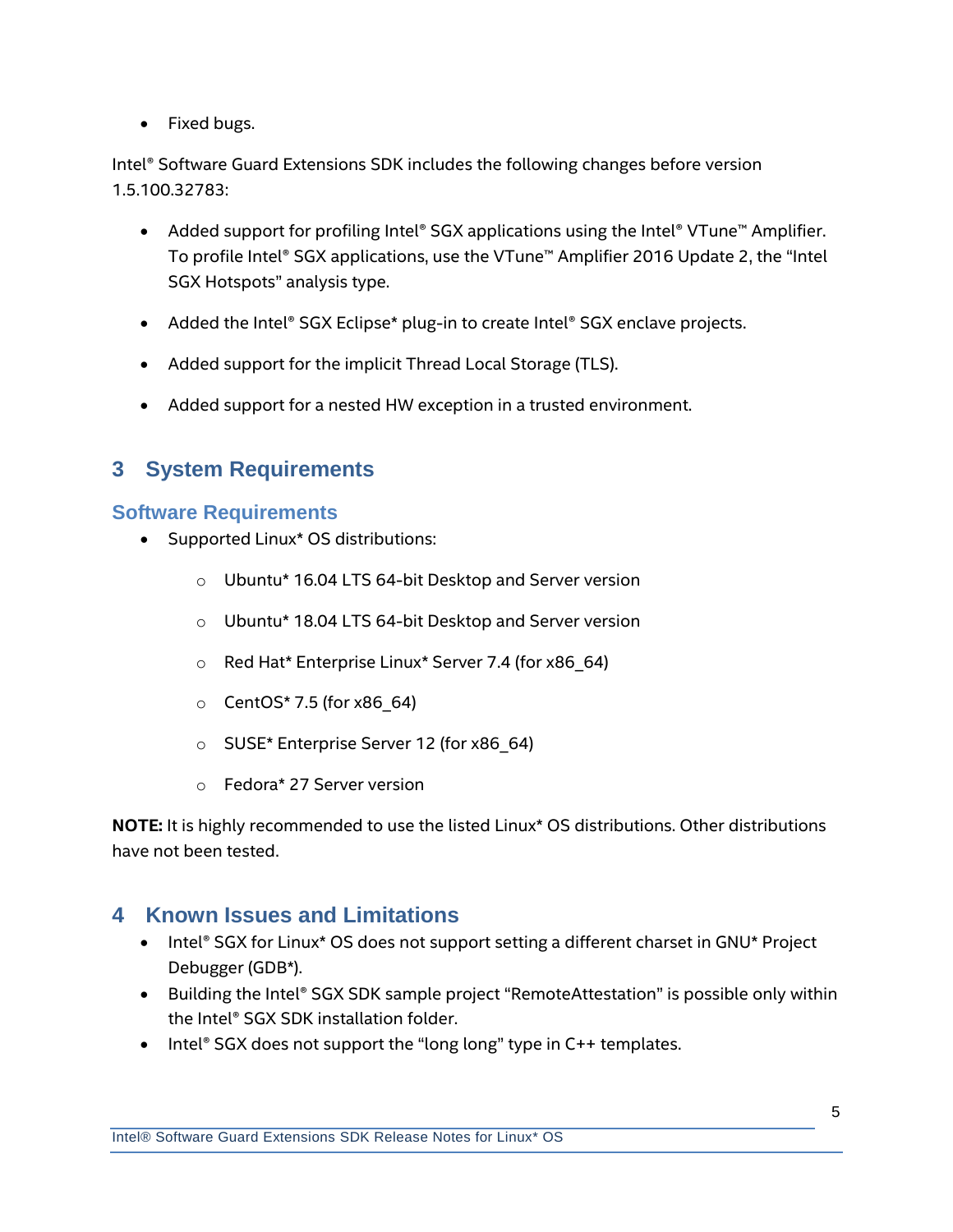- Fixed bugs.

Intel® Software Guard Extensions SDK includes the following changes before version 1.5.100.32783:

- Added support for profiling Intel® SGX applications using the Intel® VTune™ Amplifier. To profile Intel® SGX applications, use the VTune™ Amplifier 2016 Update 2, the "Intel SGX Hotspots" analysis type.
- Added the Intel® SGX Eclipse* plug-in to create Intel® SGX enclave projects.
- Added support for the implicit Thread Local Storage (TLS).
- Added support for a nested HW exception in a trusted environment.

# 3 System Requirements

## Software Requirements

- Supported Linux* OS distributions:
  - Ubuntu* 16.04 LTS 64-bit Desktop and Server version
  - Ubuntu* 18.04 LTS 64-bit Desktop and Server version
  - Red Hat* Enterprise Linux* Server 7.4 (for x86_64)
  - CentOS* 7.5 (for x86_64)
  - SUSE* Enterprise Server 12 (for x86_64)
  - Fedora* 27 Server version

**NOTE:** It is highly recommended to use the listed Linux* OS distributions. Other distributions have not been tested.

# 4 Known Issues and Limitations

- Intel® SGX for Linux* OS does not support setting a different charset in GNU* Project Debugger (GDB*).
- Building the Intel® SGX SDK sample project "RemoteAttestation" is possible only within the Intel® SGX SDK installation folder.
- Intel® SGX does not support the "long long" type in C++ templates.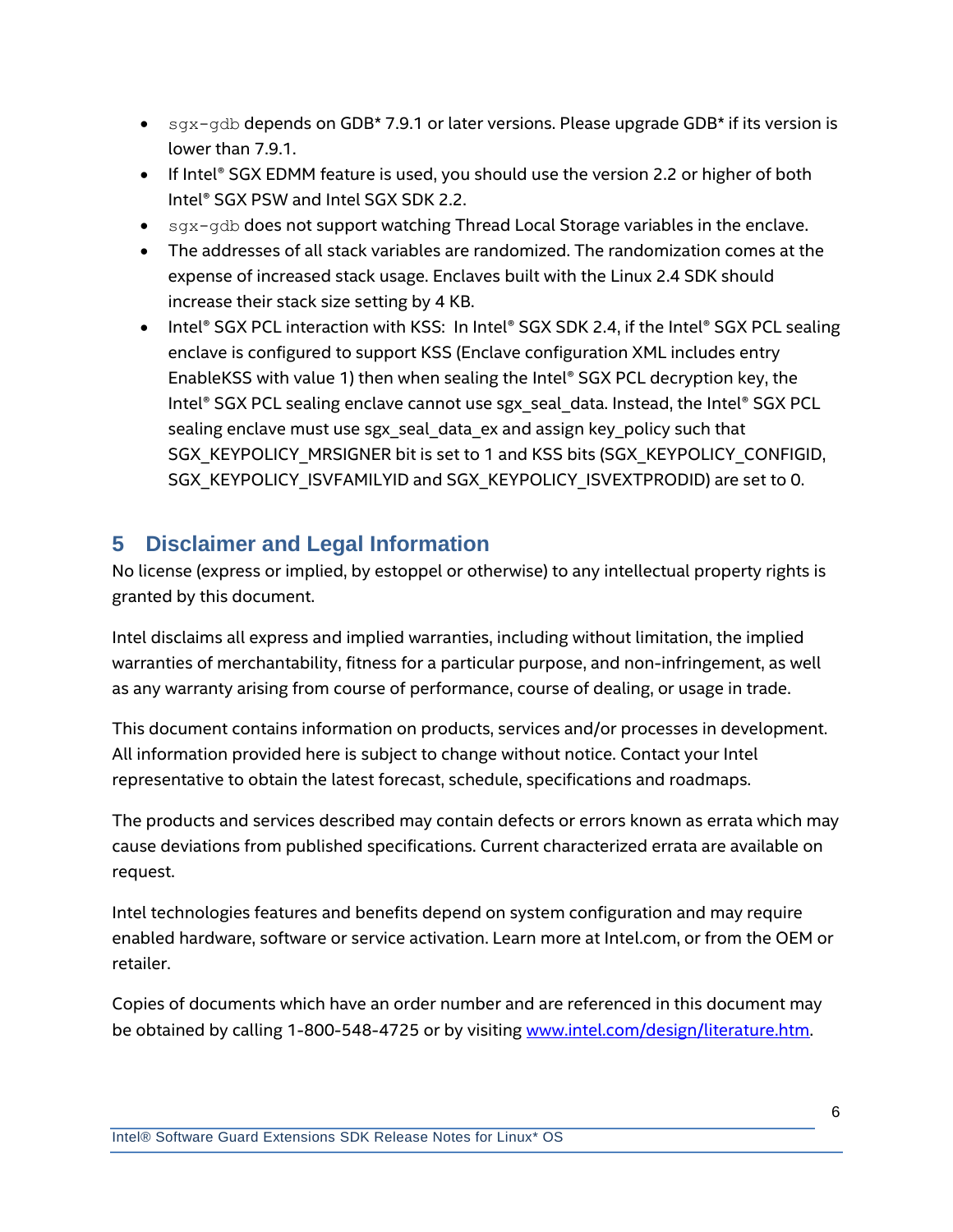- `sgx-gdb` depends on GDB* 7.9.1 or later versions. Please upgrade GDB* if its version is lower than 7.9.1.
- If Intel® SGX EDMM feature is used, you should use the version 2.2 or higher of both Intel® SGX PSW and Intel SGX SDK 2.2.
- `sgx-gdb` does not support watching Thread Local Storage variables in the enclave.
- The addresses of all stack variables are randomized. The randomization comes at the expense of increased stack usage. Enclaves built with the Linux 2.4 SDK should increase their stack size setting by 4 KB.
- Intel® SGX PCL interaction with KSS: In Intel® SGX SDK 2.4, if the Intel® SGX PCL sealing enclave is configured to support KSS (Enclave configuration XML includes entry EnableKSS with value 1) then when sealing the Intel® SGX PCL decryption key, the Intel® SGX PCL sealing enclave cannot use sgx_seal_data. Instead, the Intel® SGX PCL sealing enclave must use sgx_seal_data_ex and assign key_policy such that SGX_KEYPOLICY_MRSIGNER bit is set to 1 and KSS bits (SGX_KEYPOLICY_CONFIGID, SGX_KEYPOLICY_ISVFAMILYID and SGX_KEYPOLICY_ISVEXTPRODID) are set to 0.

# 5 Disclaimer and Legal Information

No license (express or implied, by estoppel or otherwise) to any intellectual property rights is granted by this document.

Intel disclaims all express and implied warranties, including without limitation, the implied warranties of merchantability, fitness for a particular purpose, and non-infringement, as well as any warranty arising from course of performance, course of dealing, or usage in trade.

This document contains information on products, services and/or processes in development. All information provided here is subject to change without notice. Contact your Intel representative to obtain the latest forecast, schedule, specifications and roadmaps.

The products and services described may contain defects or errors known as errata which may cause deviations from published specifications. Current characterized errata are available on request.

Intel technologies features and benefits depend on system configuration and may require enabled hardware, software or service activation. Learn more at Intel.com, or from the OEM or retailer.

Copies of documents which have an order number and are referenced in this document may be obtained by calling 1-800-548-4725 or by visiting [www.intel.com/design/literature.htm](www.intel.com/design/literature.htm).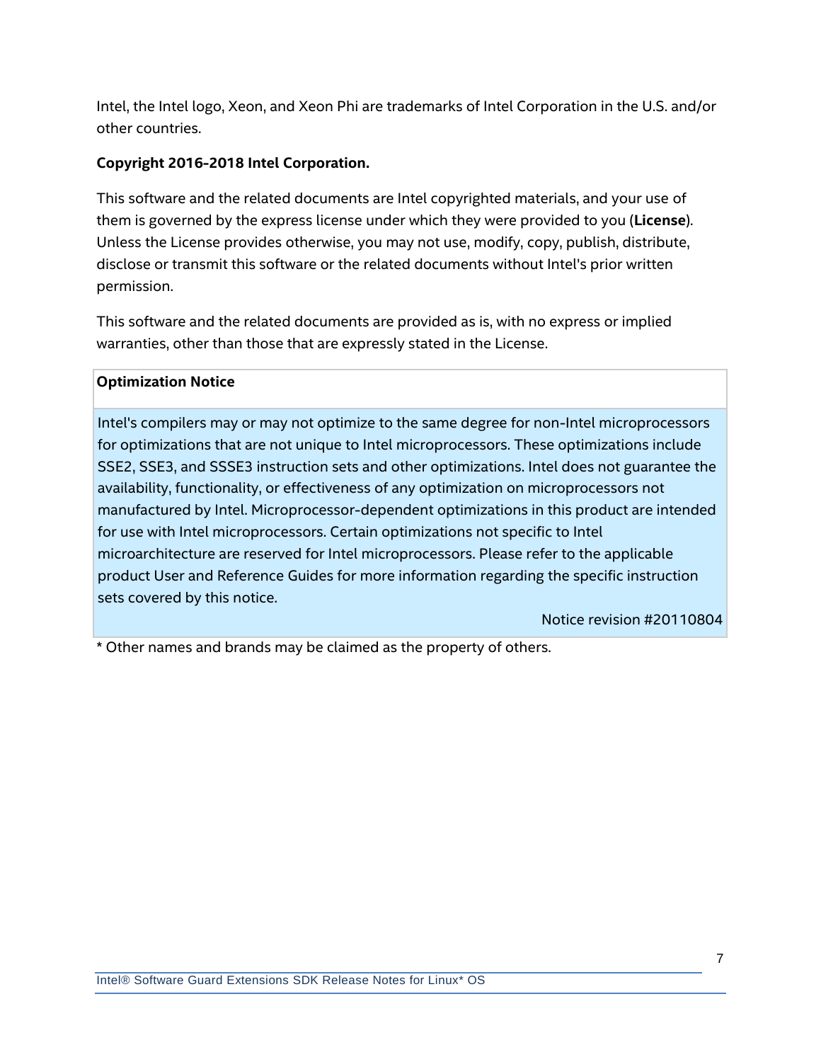Intel, the Intel logo, Xeon, and Xeon Phi are trademarks of Intel Corporation in the U.S. and/or other countries.

**Copyright 2016-2018 Intel Corporation.**

This software and the related documents are Intel copyrighted materials, and your use of them is governed by the express license under which they were provided to you (**License**). Unless the License provides otherwise, you may not use, modify, copy, publish, distribute, disclose or transmit this software or the related documents without Intel's prior written permission.

This software and the related documents are provided as is, with no express or implied warranties, other than those that are expressly stated in the License.

| **Optimization Notice** |
| --- |
| Intel's compilers may or may not optimize to the same degree for non-Intel microprocessors for optimizations that are not unique to Intel microprocessors. These optimizations include SSE2, SSE3, and SSSE3 instruction sets and other optimizations. Intel does not guarantee the availability, functionality, or effectiveness of any optimization on microprocessors not manufactured by Intel. Microprocessor-dependent optimizations in this product are intended for use with Intel microprocessors. Certain optimizations not specific to Intel microarchitecture are reserved for Intel microprocessors. Please refer to the applicable product User and Reference Guides for more information regarding the specific instruction sets covered by this notice. Notice revision #20110804 |

* Other names and brands may be claimed as the property of others.